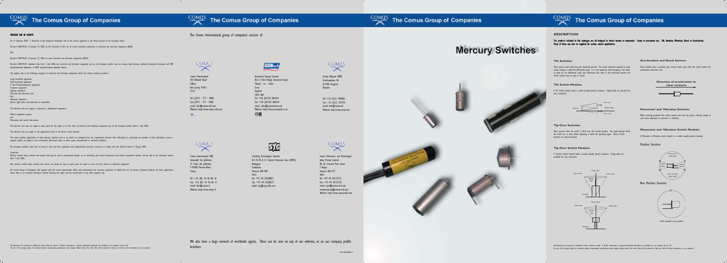## MERCURY USE IN EUROPE

On 13 February 2003, 2 directives of the European Parliament and of the Council appeared in the official Journal of the European Union :

Directive 2002/95/EC of January 27, 2003 on the restriction of the use of certain hazardous substances in electrical and electronic equipment (ROHS)

And

Directive 2002/96/EC of January 27, 2003 on waste electrical and electronic equipment (WEEE)

Directive 2002/95/EC stipulates that, from 1 July 2006, new electrical and electronic equipment put on the European market may not contain lead, mercury, cadmium, hexavalent chromium and PBB (polybrominated biphenyls) or PBDE (polybrominated diphenyl ethers).

This applies only to the following categories of electrical and electronic equipment, which are mainly consumer products :

Large household appliances
Small household appliances
IT and Telecommunication equipment
Consumer equipment
Lighting equipment
Electrical and electronic tools
Toys
Automatic dispensers
Electric light bulbs and luminaires in households

This directive does not apply to industrial or professional equipment :

Medical equipment systems
and
Monitoring and control instruments

This directive also does not apply to spare parts for the repair, or to the reuse, of electrical and electronic equipment put on the European market before 1 July 2006.

This directive does not apply to the applications listed in the Annex of this directive.

This annex specifies applications of lead, mercury, cadmium and so on, which are exempted from the requirements, because their substitution is technically not feasible or their substitution creates a negative impact on people or the environment (decreased safety or other waste, environmental or technical problems).

The European member states have to bring in force the laws, regulations and administrative provisions necessary to comply with this directive before 13 August 2004.

Conclusion :
Mercury wetted relays, switches and sensors still may be used in professional systems, as in monitoring and control instruments and medical equipment systems, and be sold on the European market after 1 July 2006.

Also, mercury wetted relays, switches and sensors can always be used as spare parts for repair or reuse of every electric or electronic equipment.

The Comus Group of Companies will, together with the sector organisations, defer and communicate the necessary arguments to defend the use of mercury contained products for those applications where there is no technical alternative without effecting the safety and the environment in any other negative way.

All dimensions are nominal, in millimetres unless otherwise stated. If further information is required individual datasheets are available on our websites and on CD.
As part of the group's policy of continued product improvement, specifications may change without notice. Our sales office will be pleased to help you with the latest information on our products.

---

The Comus International group of companies consists of:

Comus International
454 Allwood Road
Clifton
New Jersey 07012
U.S.A

Tel: (1)973 – 777 – 6900
Fax: (1)973 – 777 – 8405
email: sales@comus-intl.com
Website: http://www.comus-intl.com

Assemtech Europe Limited
Unit 7, Fair Bridge Industrial Estate
Thorpe – Le – Soken
Essex
England
CO16 0RL
Tel: +44 (0)1255 862236
Fax: +44 (0)1255 862014
email: sales@assemtech.co.uk
Website: http://www.assemtech.co.uk

Comus Belgium BVBA
Overhaamlaan 40
B-3700 Tongeren
Belgium

Tel: +32 (0)12 390400
Fax: +32 (0)12 235754
email: info@comus.be
Website: http://www.comus.be

Comus International SARL
Immeuble "Les Jullottes
31 Cours des Jullottes
F-94700 Maisons-Alfort
France

Tel: +33 (0)1 43 96 86 10
Fax: +33 (0)1 43 96 86 11
email: info@comus.fr
Website: http://www.comus.fr

Switching Technologies Gunther
B-9, B-10, & C-1 Special Economic Zone (MEPZ)
Kadapperi
Tambaram
Chennai 600 045
India
Tel: +91 44 22628093
Fax: +91 44 22628171
email: stg@stg-india.com

Comus Electronics and Technologies
India Private Limited
No 26, Crescent Park Street
T Nagar
Chennai 600 017
India
Tel: +91 44 42127124
Fax: +91 44 42127125
email: syed@comus-intl.com
venkataraman@comus-intl.com
Website: http://www.comusindia.com

We also have a large network of worldwide agents. These can be seen on any of our websites, or on our company profile brochure.

---

# Mercury Switches

---

## DESCRIPTION

**The products included in this catalogue are all designed to detect motion or movement. Forms of movement are: Tilt, Rotation, Vibration, Shock or Acceleration. Many of them can also be supplied for surface mount applications.**

### Tilt Switches

These operate when tilted from the horizontal position. The switch movement required to cause contact change is called the differential angle. It is very important when designing a tilt switch in to allow for the differential angle and understand that when in the horizontal position the switch contact may be open or closed.

### Tilt Switch Modules

A Tilt Switch located inside a sealed (usually plastic) enclosure. Flying leads are provided for easy connection.

Horizontal — Contact open — Differential angle — Contact closed

### Tip-Over Switches

These operate when the switch is tilted from the vertical position. The angle through which the switch has to move before operating is called the operating angle. Many of these switches are omni-directional.

### Tip-Over Switch Modules

A Tip-Over Switch located inside a sealed (usually plastic) enclosure. Flying leads are provided for easy connection.

Contact open — Contact closed — Contact closed — Operate angle — Horizontal

Contact closed — Contact open — Contact open — Operate angle — Horizontal

### Acceleration and Shock Sensors

These switches have a normally open contact which closes when the switch reaches the acceleration activation level.

**Direction of acceleration to close contacts**

### Movement and Vibration Switches

When correctly positioned the switch contacts will react by giving a fleeting change of state when subjected to movement or vibration.

### Movement and Vibration Switch Modules

A Movement or Vibration switch located in a sealed (usually plastic) housing.

Position Sensitive

Contact pin up contact open — Operation position — Operation position — Contact pin down contact closed

Non Position Sensitive

Switch mounted in any position

All dimensions are nominal, in millimetres unless otherwise stated. If further information is required individual datasheets are available on our websites and on CD.
As part of the group's policy of continued product improvement, specifications may change without notice. Our sales office will be pleased to help you with the latest information on our products.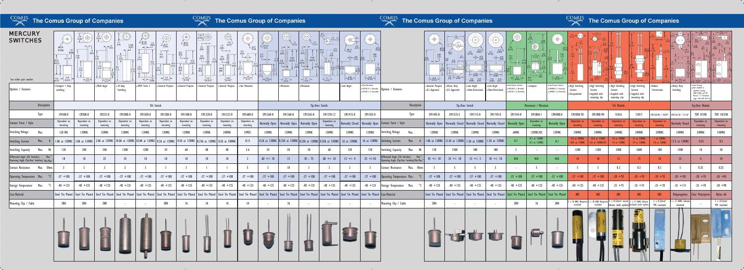# MERCURY SWITCHES

*see other part number

| Description | Tilt Switch | | | | | | | | | | Tip-Over Switch | | | | | |
|---|---|---|---|---|---|---|---|---|---|---|---|---|---|---|---|---|
| Type | CM100-0 | CM200-0 | CM225-0 | CM1000-0 | CM1020-0 | CM1200-0 | CM1300-0 | CM1320-0 | CM1323-0 | CM1600-0 | CM1260-0 | CM1360-0 | CM1365-0 | CM1370-12 | CM1415-0 | CM1425-0 |
| Options / Features | • Compact 1 Amp switching | | • Wide Angle | • 10 Amp Switching | • SPDT Form C | • General Purpose | • General Purpose | • General Purpose | • General Purpose | • Sub Miniature | | • Miniature | • Miniature | | • Low Angle | • Omni-Directional • CM1425-0 (1 Electrode) • CM1435-0 (2 Electrodes) |
| Contact Form / Style | Dependent on mounting | Dependent on mounting | Dependent on mounting | Dependent on mounting | Dependent on mounting | Dependent on mounting | Dependent on mounting | Dependent on mounting | Dependent on mounting | Dependent on mounting | Normally Open | Normally Open | Normally Open | Dependent on mounting | Normally Closed | Normally Open |
| Switching Voltage Max. | 120 VAC | 120VAC | 120VAC | 120VAC | 120VAC | 120VAC | 120VAC | 120VAC | 240VAC | 24VDC | 120VAC | 120VAC | 120VAC | 120VAC | 120VAC | 120VAC |
| Switching Current Max. A | 1.0A at 120VAC | 2.0A at 120VAC | 2.0A at 120VAC | 10.0A at 120VAC | 10.0A at 120VAC | 0.2A at 120VAC | 0.5A at 120VAC | 0.25A at 120VAC | 0.2A at 240VAC | 0.15 | 0.2A at 120VAC | 0.25A at 120VAC | 0.25A at 120VAC | 0.25A at 120VAC | 1A at 120VAC | 1A at 120VAC |
| Switching Capacity Max. VA | 120 | 240 | 240 | 1200 | 1200 | 24 | 60 | 48 | 48 | 3.6 | 24 | 30 | 30 | 60 | 120 | 120 |
| Differential Angle (Tilt Switches) Max.° Operating Angle (Tip-Over Switches) Min-Max.° | 10 | 10 | 25 | 10 | 10 | 10 | 10 | 10 | 10 | 2 | 60 +/- 10 | 15 | 45 - 75 | 60 +/- 10 | 15 +/- 4 | 25 +/-10 |
| Contact Resistance Max. Ohms | 3 | 3 | 3 | 3 | 3 | 1 | 3 | 1 | 1 | 5 | 3 | 10 | 3 | 3 | 2 | 3 |
| Operating Temperature Max. °C | -37 +100 | -37 +100 | -37 +100 | -37 +100 | -37 +100 | -37 +100 | -37 +100 | -37 +100 | -37 +100 | -37 +100 | -37 +100 | -37 +100 | -37 +100 | -37 +100 | -37 +100 | -37 +100 |
| Storage Temperature Max. °C | -40 +125 | -40 +125 | -40 +125 | -40 +125 | -40 +125 | -40 +125 | -40 +125 | -40 +125 | -40 +125 | -40 +125 | -40 +125 | -40 +125 | -40 +125 | -40 +125 | -40 +125 | -40 +125 |
| Case Material | Steel Tin Plated | Steel Tin Plated | Steel Tin Plated | Steel Tin Plated | Steel Tin Plated | Steel Tin Plated | Steel Tin Plated | Steel Tin Plated | Steel Tin Plated | Steel Tin Plated | Steel Tin Plated | Steel Tin Plated | Steel Tin Plated | Steel Tin Plated | Steel Tin Plated | Steel Tin Plated |
| Mounting Clip / Cable | 3BH | 3BH | 3BH | - | - | 3BH | 1A | 1A | 1A | 1A | - | 1A | - | - | - | - |

| Description | Tip-Over Switch | | | | Movement / Vibration | | | Tilt Module | | | | | Tip-Over Module | | |
|---|---|---|---|---|---|---|---|---|---|---|---|---|---|---|---|
| Type | CM1445-0 | CM1535-0 | CM1715-0 | CM1745-0 | CM1344-0 | CM1800-1 | CM4400-0 | CM1800-70 | CM1000-90 | S1016 | S1017 | CM1330-90 / S1000* | CM1535-70 / S1136* | TSM 4/240 | TSM 10/240 |
| Options / Features | • General Purpose • U.L. Approved | • Heavy Duty • U.L. Approved | • Low Angle • Omni-Directional | • Low Angle • Omni-Directional | • Non-Position Sensitive • CM1344-0 (1 Electrode) • CM1345-1 (2 Electrodes) | • Compact | • Non-Position Sensitive • CM4400-0 (1 Electrode) • CM4401-0 (2 Electrodes) | • High Switching Current • Encapsulated | • High Switching Current • Supplied with mounting clip | • High Switching Current • Supplied with mounting clip | • High Switching Current • Supplied with mounting clip | • Robust Construction | • Heavy Duty Switching | • Door Housing • Also available in spherical housing (TSM-SL/4A), and 30° Vertical / 15° Horizontal angle (LSR 20H-30/15) | |
| Contact Form / Style | Normally Open | Normally Closed | Normally Closed | Normally Closed | Normally Open | Dependent on mounting | Normally Open | Dependent on mounting | Dependent on mounting | Dependent on mounting | Dependent on mounting | Dependent on mounting | Normally Closed | Dependent on mounting | Dependent on mounting |
| Switching Voltage Max. | 120VAC | 120VAC | 120VAC | 120VAC | 60VAC | 120VAC/DC | 120VAC | 240VAC | 240VAC | 240VAC | 240VAC | 240VAC | 240VAC | 240VAC | 240VAC |
| Switching Current Max. A | 1.0A at 120VAC | 12.5A at 120VAC | 1.5A at 120VAC | 1.5A at 120VAC | 0.1 | 0.1 at 120VAC 0.1 at 120VDC | 0.1 | 5.0 at 240VAC 10.0 at 120VAC | 10.0 at 120VAC 5.0 at 240VAC/DC | 10 at 240VAC 14 at 120VAC | 15 at 240VAC 19 at 120VAC | 5 at 240VAC 1.0 at 120VAC | 12.5 at 120VAC | 0.55 | 0.5 |
| Switching Capacity Max. VA | 120 | 1500 | 180 | 180 | 3 | - | - | 1200 | 1200 | 2400 | 3600 | 100 | 1500 | 10 | 50 |
| Differential Angle (Tilt Switches) Max.° Operating Angle (Tip-Over Switches) Min-Max.° | 45 +/- 10 | 35 +/- 10 | 15 +/- 3 | 45 +/- 10 | N/A | N/A | N/A | 10 | 10 | 15 | 15 | 10 | 35 | 4 | 10 |
| Contact Resistance Max. Ohms | 3 | 5 | 5 | 5 | - | 5 | - | 5 | 5 | 0.3 | 0.3 | 0.3 | 5 | 0.25 | 0.25 |
| Operating Temperature Max. °C | -37 +100 | -37 +100 | -37 +100 | -37 +100 | -37 +100 | -37 +100 | -37 +100 | -37 +100 | -37 +100 | -20 +70 | -20 +70 | -20 +70 | -20 +105 | -20 +70 | -20 +85 |
| Storage Temperature Max. °C | -40 +125 | -40 +125 | -40 +125 | -40 +125 | -40 +125 | -40 +125 | -40 +125 | -40 +125 | -40 +125 | -25 +75 | -25 +75 | -25 +70 | -25 +115 | -25 +70 | -20 +90 |
| Case Material | Steel Tin Plated | Steel Tin Plated | Steel Tin Plated | Steel Tin Plated | Steel Tin Plated | Steel Tin Plated | Steel Tin Plated | ABS | ABS | ABS | ABS | ABS | Polypropylene | Clear Polystyrene | Nylon 66 |
| Mounting Clip / Cable | 3BH | - | - | - | 3BH | 1A | 3BH | 2 x 18 AWG Neoprene insulated | 2 x 18 AWG Neoprene insulated | 2 x 0.5mm² round Silicone (with nylon) | 2 x 17 AWG Silicone insulated (with nylon) | 3 x 0.22mm² PVC insulated | 2 x 17 AWG Silicone insulated | - | 2 x 0.22mm² PVC insulated |